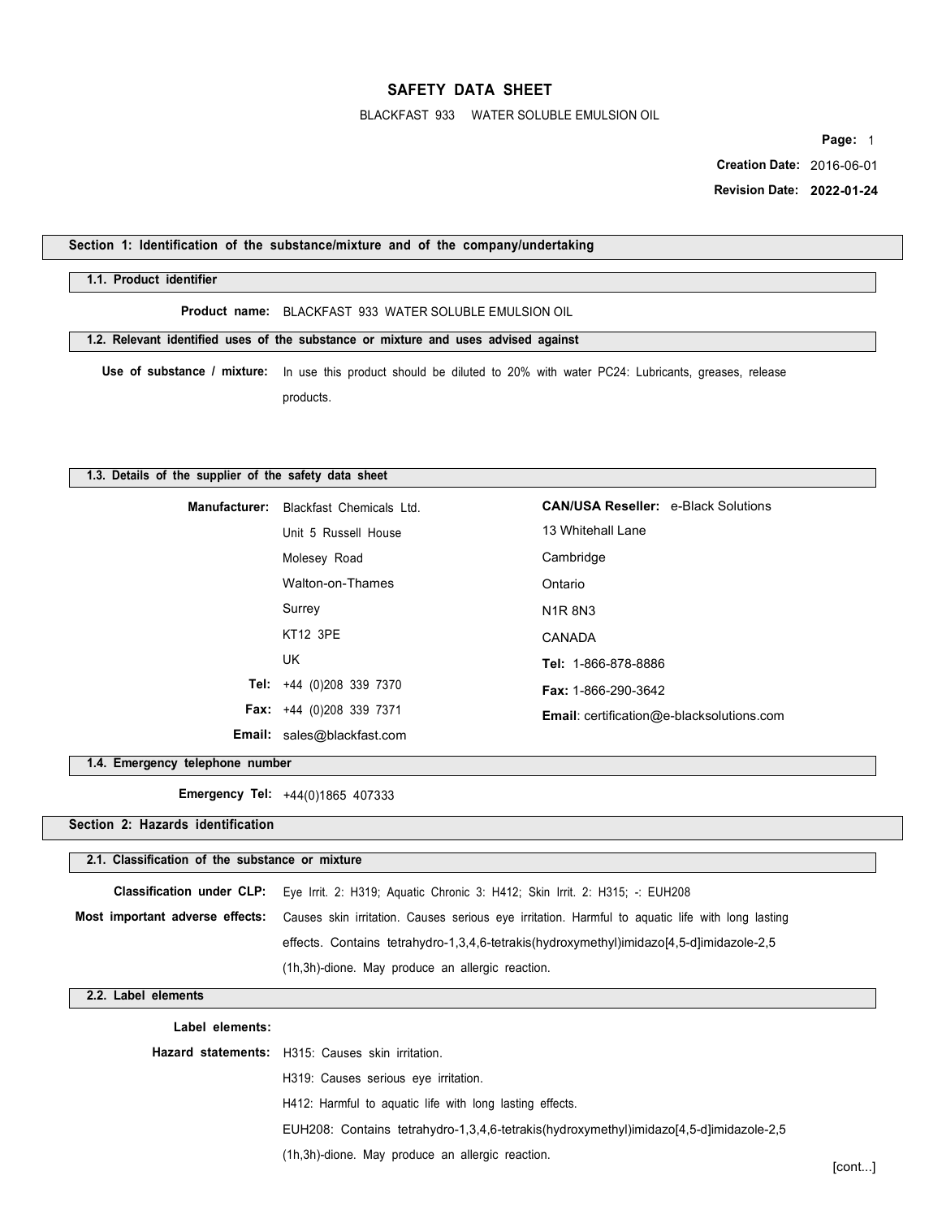# SAFETY DATA SHEET

BLACKFAST 933 WATER SOLUBLE EMULSION OIL

**Page:** 1

**Creation Date:** 2016-06-01

**Revision Date:** **2022-01-24**

## Section 1: Identification of the substance/mixture and of the company/undertaking

### 1.1. Product identifier

**Product name:** BLACKFAST 933 WATER SOLUBLE EMULSION OIL

### 1.2. Relevant identified uses of the substance or mixture and uses advised against

**Use of substance / mixture:** In use this product should be diluted to 20% with water PC24: Lubricants, greases, release products.

### 1.3. Details of the supplier of the safety data sheet

**Manufacturer:** Blackfast Chemicals Ltd.
Unit 5 Russell House
Molesey Road
Walton-on-Thames
Surrey
KT12 3PE
UK

**Tel:** +44 (0)208 339 7370

**Fax:** +44 (0)208 339 7371

**Email:** sales@blackfast.com

**CAN/USA Reseller:** e-Black Solutions
13 Whitehall Lane
Cambridge
Ontario
N1R 8N3
CANADA

**Tel:** 1-866-878-8886

**Fax:** 1-866-290-3642

**Email**: certification@e-blacksolutions.com

### 1.4. Emergency telephone number

**Emergency Tel:** +44(0)1865 407333

## Section 2: Hazards identification

### 2.1. Classification of the substance or mixture

**Classification under CLP:** Eye Irrit. 2: H319; Aquatic Chronic 3: H412; Skin Irrit. 2: H315; -: EUH208

**Most important adverse effects:** Causes skin irritation. Causes serious eye irritation. Harmful to aquatic life with long lasting effects. Contains tetrahydro-1,3,4,6-tetrakis(hydroxymethyl)imidazo[4,5-d]imidazole-2,5 (1h,3h)-dione. May produce an allergic reaction.

### 2.2. Label elements

**Label elements:**

**Hazard statements:** H315: Causes skin irritation.

H319: Causes serious eye irritation.

H412: Harmful to aquatic life with long lasting effects.

EUH208: Contains tetrahydro-1,3,4,6-tetrakis(hydroxymethyl)imidazo[4,5-d]imidazole-2,5 (1h,3h)-dione. May produce an allergic reaction.

[cont...]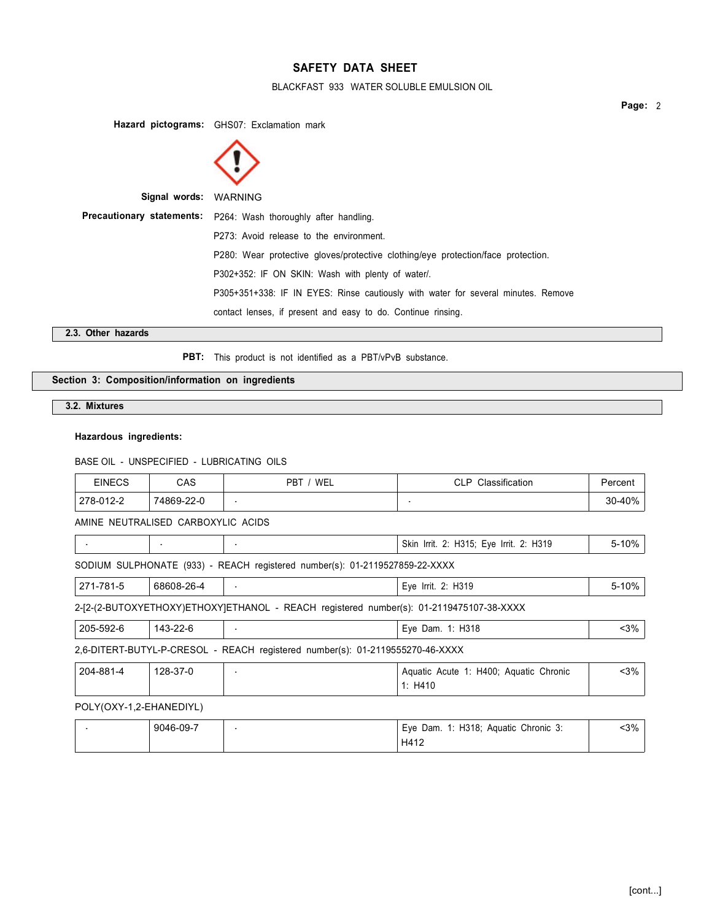**Hazard pictograms:** GHS07: Exclamation mark

**Signal words:** WARNING

**Precautionary statements:** P264: Wash thoroughly after handling.

P273: Avoid release to the environment.

P280: Wear protective gloves/protective clothing/eye protection/face protection.

P302+352: IF ON SKIN: Wash with plenty of water/.

P305+351+338: IF IN EYES: Rinse cautiously with water for several minutes. Remove contact lenses, if present and easy to do. Continue rinsing.

### 2.3. Other hazards

**PBT:** This product is not identified as a PBT/vPvB substance.

## Section 3: Composition/information on ingredients

### 3.2. Mixtures

**Hazardous ingredients:**

BASE OIL - UNSPECIFIED - LUBRICATING OILS

| EINECS | CAS | PBT / WEL | CLP Classification | Percent |
|---|---|---|---|---|
| 278-012-2 | 74869-22-0 | - | - | 30-40% |

AMINE NEUTRALISED CARBOXYLIC ACIDS

| EINECS | CAS | PBT / WEL | CLP Classification | Percent |
|---|---|---|---|---|
| - | - | - | Skin Irrit. 2: H315; Eye Irrit. 2: H319 | 5-10% |

SODIUM SULPHONATE (933) - REACH registered number(s): 01-2119527859-22-XXXX

| EINECS | CAS | PBT / WEL | CLP Classification | Percent |
|---|---|---|---|---|
| 271-781-5 | 68608-26-4 | - | Eye Irrit. 2: H319 | 5-10% |

2-[2-(2-BUTOXYETHOXY)ETHOXY]ETHANOL - REACH registered number(s): 01-2119475107-38-XXXX

| EINECS | CAS | PBT / WEL | CLP Classification | Percent |
|---|---|---|---|---|
| 205-592-6 | 143-22-6 | - | Eye Dam. 1: H318 | <3% |

2,6-DITERT-BUTYL-P-CRESOL - REACH registered number(s): 01-2119555270-46-XXXX

| EINECS | CAS | PBT / WEL | CLP Classification | Percent |
|---|---|---|---|---|
| 204-881-4 | 128-37-0 | - | Aquatic Acute 1: H400; Aquatic Chronic 1: H410 | <3% |

POLY(OXY-1,2-EHANEDIYL)

| EINECS | CAS | PBT / WEL | CLP Classification | Percent |
|---|---|---|---|---|
| - | 9046-09-7 | - | Eye Dam. 1: H318; Aquatic Chronic 3: H412 | <3% |

[cont...]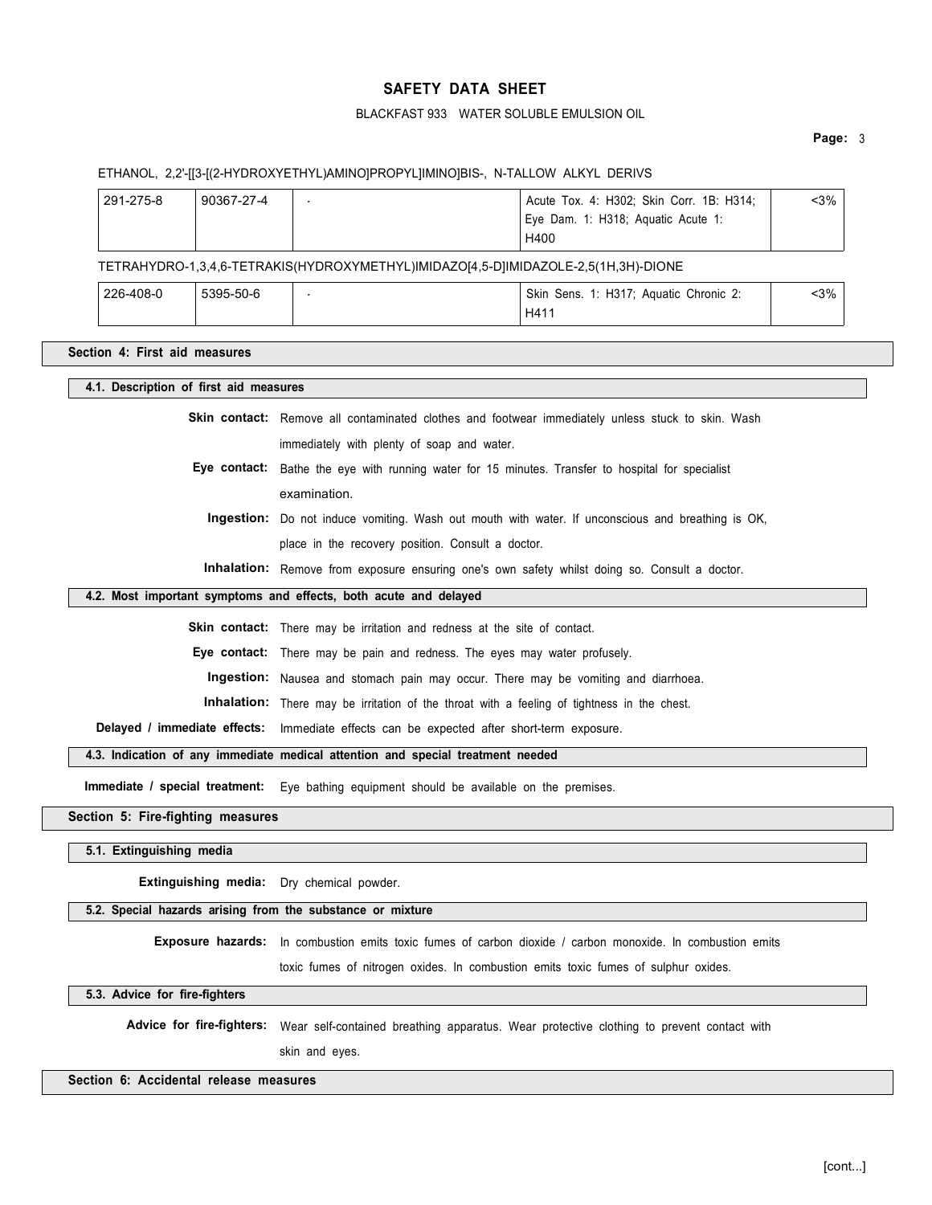ETHANOL, 2,2'-[[3-[(2-HYDROXYETHYL)AMINO]PROPYL]IMINO]BIS-, N-TALLOW ALKYL DERIVS

| | | | | |
|---|---|---|---|---|
| 291-275-8 | 90367-27-4 | - | Acute Tox. 4: H302; Skin Corr. 1B: H314; Eye Dam. 1: H318; Aquatic Acute 1: H400 | <3% |

TETRAHYDRO-1,3,4,6-TETRAKIS(HYDROXYMETHYL)IMIDAZO[4,5-D]IMIDAZOLE-2,5(1H,3H)-DIONE

| | | | | |
|---|---|---|---|---|
| 226-408-0 | 5395-50-6 | - | Skin Sens. 1: H317; Aquatic Chronic 2: H411 | <3% |

## Section 4: First aid measures

### 4.1. Description of first aid measures

**Skin contact:** Remove all contaminated clothes and footwear immediately unless stuck to skin. Wash immediately with plenty of soap and water.

**Eye contact:** Bathe the eye with running water for 15 minutes. Transfer to hospital for specialist examination.

**Ingestion:** Do not induce vomiting. Wash out mouth with water. If unconscious and breathing is OK, place in the recovery position. Consult a doctor.

**Inhalation:** Remove from exposure ensuring one's own safety whilst doing so. Consult a doctor.

### 4.2. Most important symptoms and effects, both acute and delayed

**Skin contact:** There may be irritation and redness at the site of contact.

**Eye contact:** There may be pain and redness. The eyes may water profusely.

**Ingestion:** Nausea and stomach pain may occur. There may be vomiting and diarrhoea.

**Inhalation:** There may be irritation of the throat with a feeling of tightness in the chest.

**Delayed / immediate effects:** Immediate effects can be expected after short-term exposure.

### 4.3. Indication of any immediate medical attention and special treatment needed

**Immediate / special treatment:** Eye bathing equipment should be available on the premises.

## Section 5: Fire-fighting measures

### 5.1. Extinguishing media

**Extinguishing media:** Dry chemical powder.

### 5.2. Special hazards arising from the substance or mixture

**Exposure hazards:** In combustion emits toxic fumes of carbon dioxide / carbon monoxide. In combustion emits toxic fumes of nitrogen oxides. In combustion emits toxic fumes of sulphur oxides.

### 5.3. Advice for fire-fighters

**Advice for fire-fighters:** Wear self-contained breathing apparatus. Wear protective clothing to prevent contact with skin and eyes.

## Section 6: Accidental release measures

[cont...]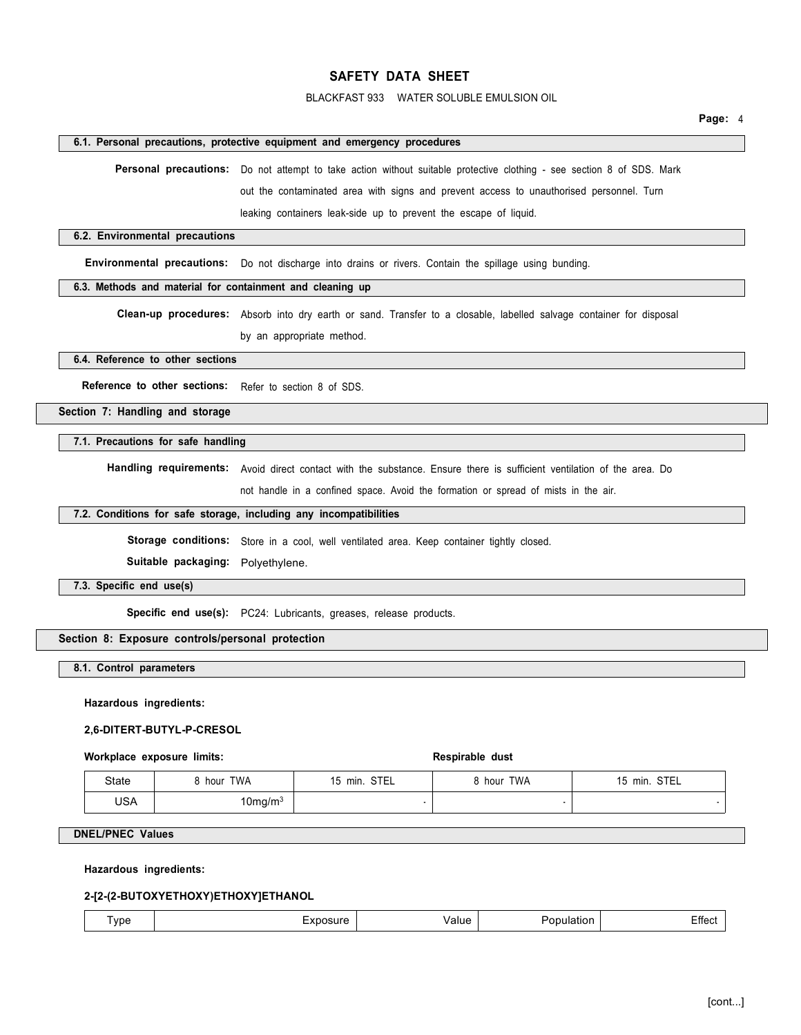#### 6.1. Personal precautions, protective equipment and emergency procedures

**Personal precautions:** Do not attempt to take action without suitable protective clothing - see section 8 of SDS. Mark out the contaminated area with signs and prevent access to unauthorised personnel. Turn leaking containers leak-side up to prevent the escape of liquid.

#### 6.2. Environmental precautions

**Environmental precautions:** Do not discharge into drains or rivers. Contain the spillage using bunding.

#### 6.3. Methods and material for containment and cleaning up

**Clean-up procedures:** Absorb into dry earth or sand. Transfer to a closable, labelled salvage container for disposal by an appropriate method.

#### 6.4. Reference to other sections

**Reference to other sections:** Refer to section 8 of SDS.

## Section 7: Handling and storage

#### 7.1. Precautions for safe handling

**Handling requirements:** Avoid direct contact with the substance. Ensure there is sufficient ventilation of the area. Do not handle in a confined space. Avoid the formation or spread of mists in the air.

#### 7.2. Conditions for safe storage, including any incompatibilities

**Storage conditions:** Store in a cool, well ventilated area. Keep container tightly closed.

**Suitable packaging:** Polyethylene.

#### 7.3. Specific end use(s)

**Specific end use(s):** PC24: Lubricants, greases, release products.

## Section 8: Exposure controls/personal protection

#### 8.1. Control parameters

**Hazardous ingredients:**

**2,6-DITERT-BUTYL-P-CRESOL**

| **Workplace exposure limits:** | | | **Respirable dust** | |
|---|---|---|---|---|
| State | 8 hour TWA | 15 min. STEL | 8 hour TWA | 15 min. STEL |
| USA | $10 mg/m^3$ | - | - | - |

#### DNEL/PNEC Values

**Hazardous ingredients:**

**2-[2-(2-BUTOXYETHOXY)ETHOXY]ETHANOL**

| Type | Exposure | Value | Population | Effect |
|---|---|---|---|---|

[cont...]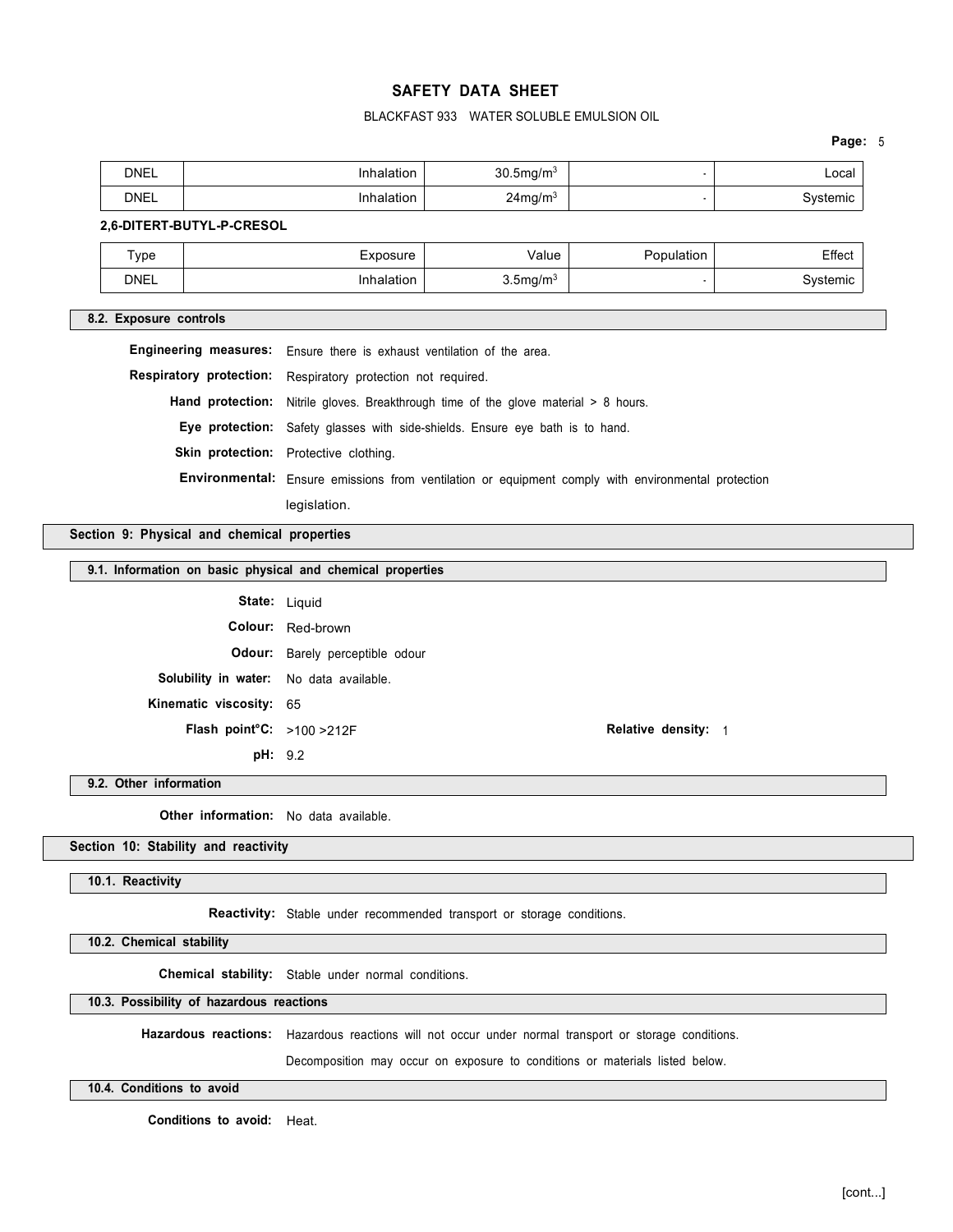| DNEL | Inhalation | 30.5mg/m$^3$ | - | Local |
|---|---|---|---|---|
| DNEL | Inhalation | 24mg/m$^3$ | - | Systemic |

**2,6-DITERT-BUTYL-P-CRESOL**

| Type | Exposure | Value | Population | Effect |
|---|---|---|---|---|
| DNEL | Inhalation | 3.5mg/m$^3$ | - | Systemic |

### 8.2. Exposure controls

**Engineering measures:** Ensure there is exhaust ventilation of the area.

**Respiratory protection:** Respiratory protection not required.

**Hand protection:** Nitrile gloves. Breakthrough time of the glove material > 8 hours.

**Eye protection:** Safety glasses with side-shields. Ensure eye bath is to hand.

**Skin protection:** Protective clothing.

**Environmental:** Ensure emissions from ventilation or equipment comply with environmental protection legislation.

## Section 9: Physical and chemical properties

### 9.1. Information on basic physical and chemical properties

**State:** Liquid

**Colour:** Red-brown

**Odour:** Barely perceptible odour

**Solubility in water:** No data available.

**Kinematic viscosity:** 65

**Flash point°C:** >100 >212F

**Relative density:** 1

**pH:** 9.2

### 9.2. Other information

**Other information:** No data available.

## Section 10: Stability and reactivity

### 10.1. Reactivity

**Reactivity:** Stable under recommended transport or storage conditions.

### 10.2. Chemical stability

**Chemical stability:** Stable under normal conditions.

### 10.3. Possibility of hazardous reactions

**Hazardous reactions:** Hazardous reactions will not occur under normal transport or storage conditions.

Decomposition may occur on exposure to conditions or materials listed below.

### 10.4. Conditions to avoid

**Conditions to avoid:** Heat.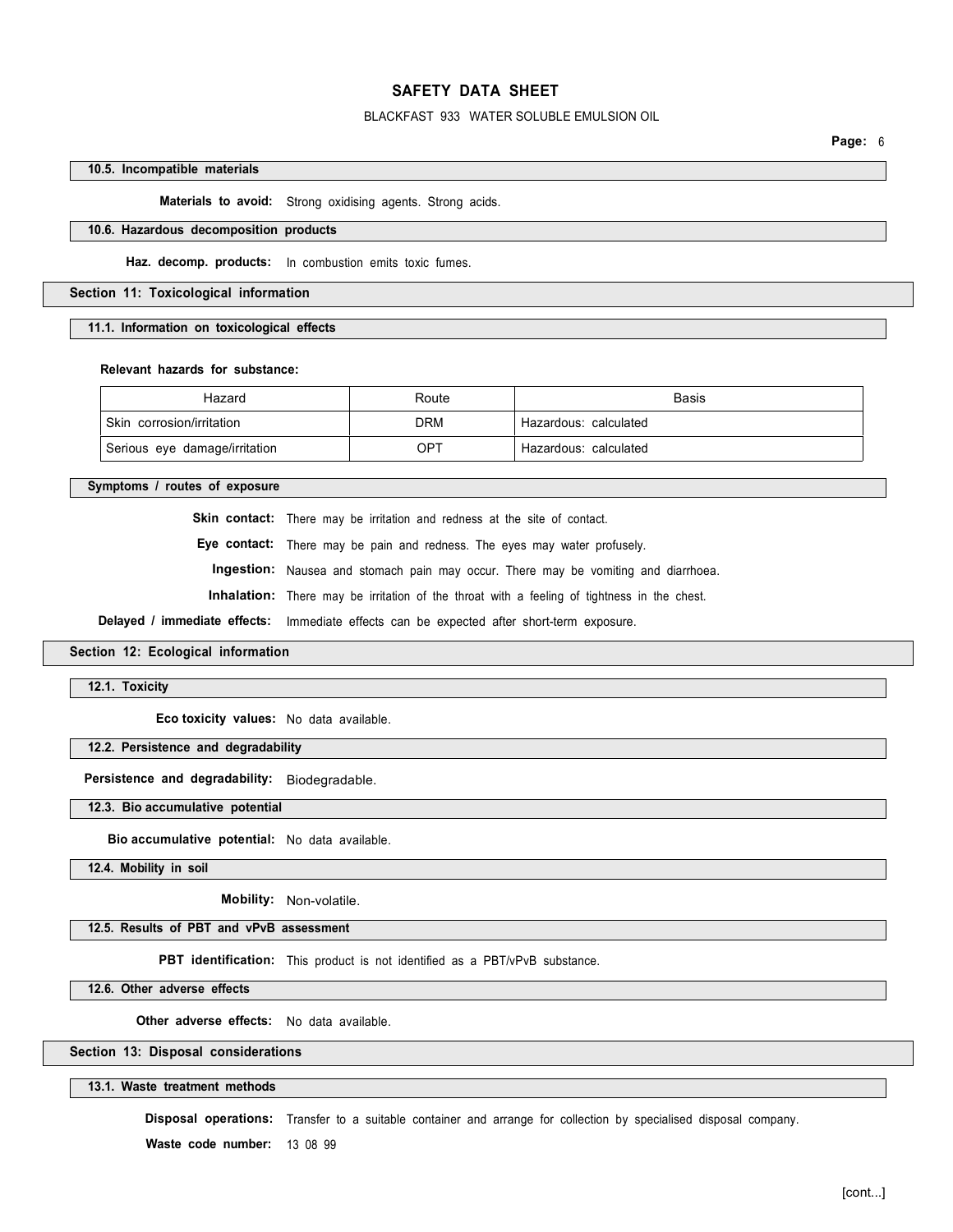### 10.5. Incompatible materials

**Materials to avoid:** Strong oxidising agents. Strong acids.

### 10.6. Hazardous decomposition products

**Haz. decomp. products:** In combustion emits toxic fumes.

## Section 11: Toxicological information

### 11.1. Information on toxicological effects

**Relevant hazards for substance:**

| Hazard | Route | Basis |
| --- | --- | --- |
| Skin corrosion/irritation | DRM | Hazardous: calculated |
| Serious eye damage/irritation | OPT | Hazardous: calculated |

### Symptoms / routes of exposure

**Skin contact:** There may be irritation and redness at the site of contact.

**Eye contact:** There may be pain and redness. The eyes may water profusely.

**Ingestion:** Nausea and stomach pain may occur. There may be vomiting and diarrhoea.

**Inhalation:** There may be irritation of the throat with a feeling of tightness in the chest.

**Delayed / immediate effects:** Immediate effects can be expected after short-term exposure.

## Section 12: Ecological information

### 12.1. Toxicity

**Eco toxicity values:** No data available.

### 12.2. Persistence and degradability

**Persistence and degradability:** Biodegradable.

### 12.3. Bio accumulative potential

**Bio accumulative potential:** No data available.

### 12.4. Mobility in soil

**Mobility:** Non-volatile.

### 12.5. Results of PBT and vPvB assessment

**PBT identification:** This product is not identified as a PBT/vPvB substance.

### 12.6. Other adverse effects

**Other adverse effects:** No data available.

## Section 13: Disposal considerations

### 13.1. Waste treatment methods

**Disposal operations:** Transfer to a suitable container and arrange for collection by specialised disposal company.

**Waste code number:** 13 08 99

[cont...]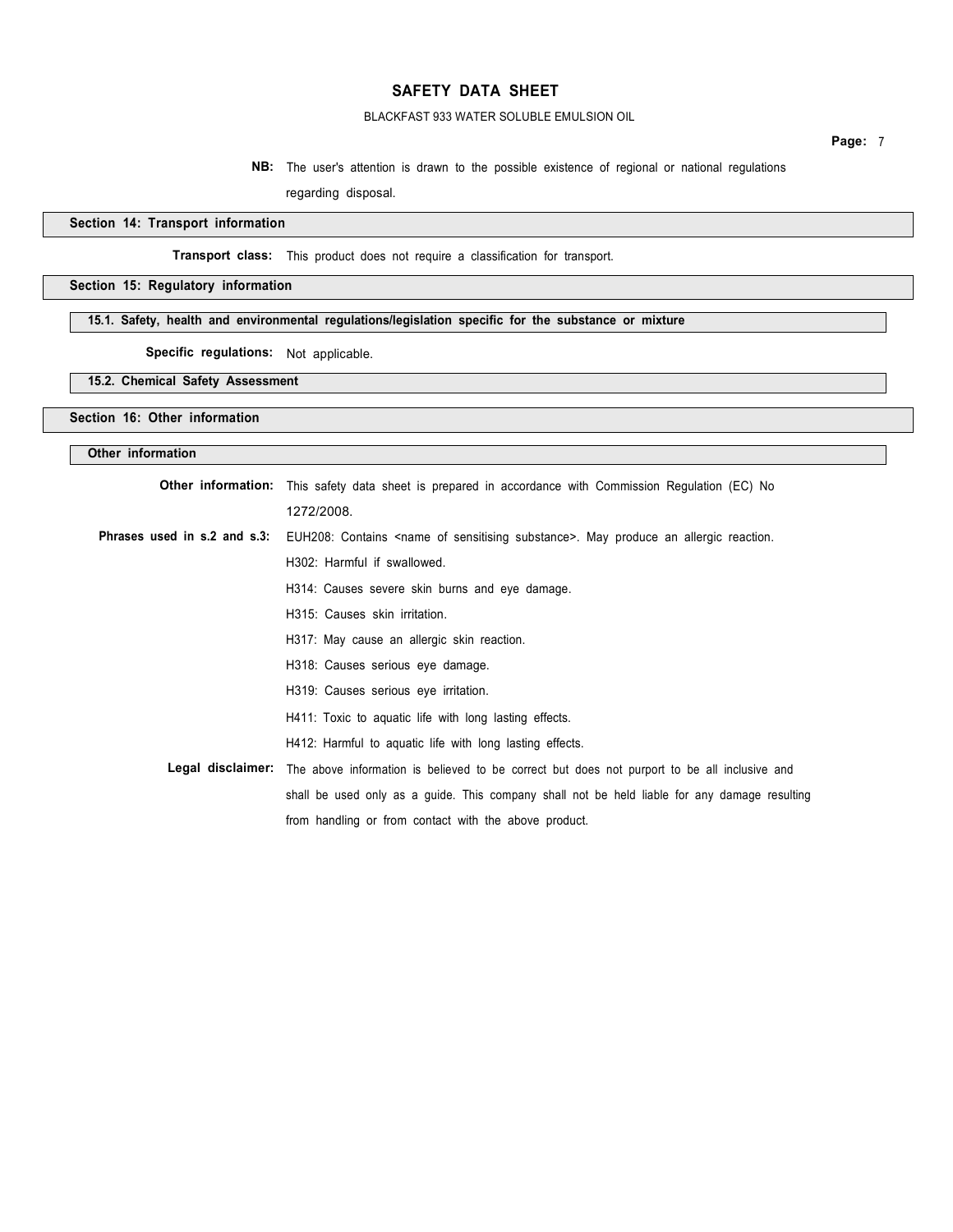**NB:** The user's attention is drawn to the possible existence of regional or national regulations regarding disposal.

## Section 14: Transport information

**Transport class:** This product does not require a classification for transport.

## Section 15: Regulatory information

### 15.1. Safety, health and environmental regulations/legislation specific for the substance or mixture

**Specific regulations:** Not applicable.

### 15.2. Chemical Safety Assessment

## Section 16: Other information

### Other information

**Other information:** This safety data sheet is prepared in accordance with Commission Regulation (EC) No 1272/2008.

**Phrases used in s.2 and s.3:** EUH208: Contains <name of sensitising substance>. May produce an allergic reaction.

H302: Harmful if swallowed.

H314: Causes severe skin burns and eye damage.

H315: Causes skin irritation.

H317: May cause an allergic skin reaction.

H318: Causes serious eye damage.

H319: Causes serious eye irritation.

H411: Toxic to aquatic life with long lasting effects.

H412: Harmful to aquatic life with long lasting effects.

**Legal disclaimer:** The above information is believed to be correct but does not purport to be all inclusive and shall be used only as a guide. This company shall not be held liable for any damage resulting from handling or from contact with the above product.